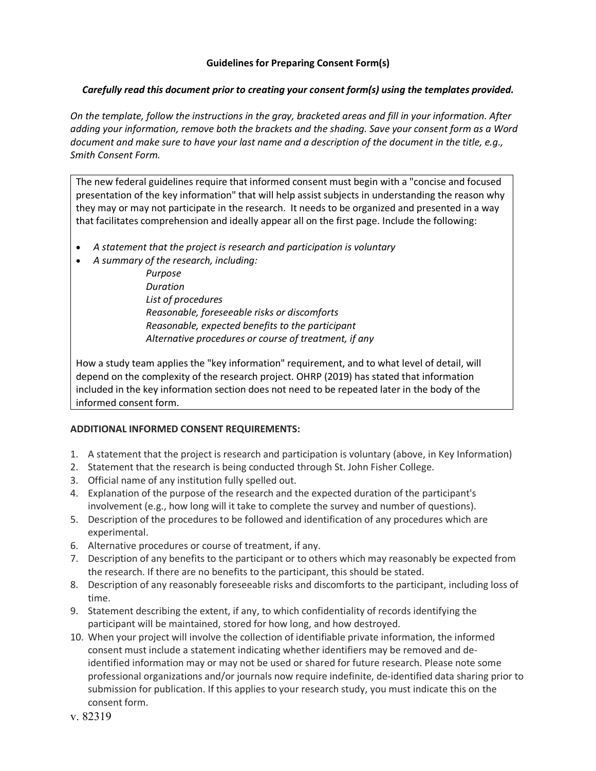**Guidelines for Preparing Consent Form(s)**

***Carefully read this document prior to creating your consent form(s) using the templates provided.***

*On the template, follow the instructions in the gray, bracketed areas and fill in your information. After adding your information, remove both the brackets and the shading. Save your consent form as a Word document and make sure to have your last name and a description of the document in the title, e.g., Smith Consent Form.*

The new federal guidelines require that informed consent must begin with a "concise and focused presentation of the key information" that will help assist subjects in understanding the reason why they may or may not participate in the research. It needs to be organized and presented in a way that facilitates comprehension and ideally appear all on the first page. Include the following:

- *A statement that the project is research and participation is voluntary*
- *A summary of the research, including:*
  - *Purpose*
  - *Duration*
  - *List of procedures*
  - *Reasonable, foreseeable risks or discomforts*
  - *Reasonable, expected benefits to the participant*
  - *Alternative procedures or course of treatment, if any*

How a study team applies the "key information" requirement, and to what level of detail, will depend on the complexity of the research project. OHRP (2019) has stated that information included in the key information section does not need to be repeated later in the body of the informed consent form.

**ADDITIONAL INFORMED CONSENT REQUIREMENTS:**

1. A statement that the project is research and participation is voluntary (above, in Key Information)
2. Statement that the research is being conducted through St. John Fisher College.
3. Official name of any institution fully spelled out.
4. Explanation of the purpose of the research and the expected duration of the participant's involvement (e.g., how long will it take to complete the survey and number of questions).
5. Description of the procedures to be followed and identification of any procedures which are experimental.
6. Alternative procedures or course of treatment, if any.
7. Description of any benefits to the participant or to others which may reasonably be expected from the research. If there are no benefits to the participant, this should be stated.
8. Description of any reasonably foreseeable risks and discomforts to the participant, including loss of time.
9. Statement describing the extent, if any, to which confidentiality of records identifying the participant will be maintained, stored for how long, and how destroyed.
10. When your project will involve the collection of identifiable private information, the informed consent must include a statement indicating whether identifiers may be removed and de-identified information may or may not be used or shared for future research. Please note some professional organizations and/or journals now require indefinite, de-identified data sharing prior to submission for publication. If this applies to your research study, you must indicate this on the consent form.

v. 82319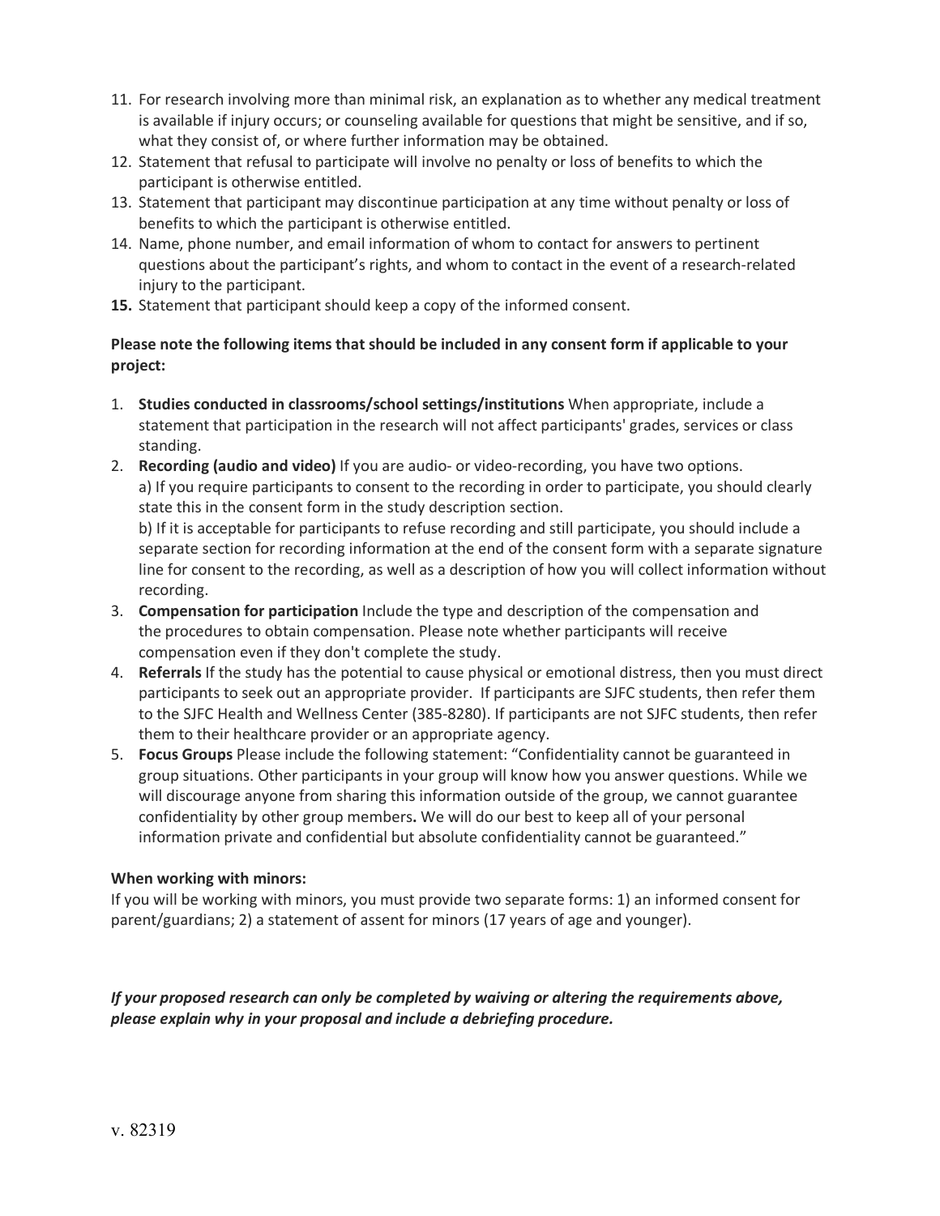11. For research involving more than minimal risk, an explanation as to whether any medical treatment is available if injury occurs; or counseling available for questions that might be sensitive, and if so, what they consist of, or where further information may be obtained.
12. Statement that refusal to participate will involve no penalty or loss of benefits to which the participant is otherwise entitled.
13. Statement that participant may discontinue participation at any time without penalty or loss of benefits to which the participant is otherwise entitled.
14. Name, phone number, and email information of whom to contact for answers to pertinent questions about the participant's rights, and whom to contact in the event of a research-related injury to the participant.
15. Statement that participant should keep a copy of the informed consent.

**Please note the following items that should be included in any consent form if applicable to your project:**

1. **Studies conducted in classrooms/school settings/institutions** When appropriate, include a statement that participation in the research will not affect participants' grades, services or class standing.
2. **Recording (audio and video)** If you are audio- or video-recording, you have two options.
   a) If you require participants to consent to the recording in order to participate, you should clearly state this in the consent form in the study description section.
   b) If it is acceptable for participants to refuse recording and still participate, you should include a separate section for recording information at the end of the consent form with a separate signature line for consent to the recording, as well as a description of how you will collect information without recording.
3. **Compensation for participation** Include the type and description of the compensation and the procedures to obtain compensation. Please note whether participants will receive compensation even if they don't complete the study.
4. **Referrals** If the study has the potential to cause physical or emotional distress, then you must direct participants to seek out an appropriate provider. If participants are SJFC students, then refer them to the SJFC Health and Wellness Center (385-8280). If participants are not SJFC students, then refer them to their healthcare provider or an appropriate agency.
5. **Focus Groups** Please include the following statement: "Confidentiality cannot be guaranteed in group situations. Other participants in your group will know how you answer questions. While we will discourage anyone from sharing this information outside of the group, we cannot guarantee confidentiality by other group members. We will do our best to keep all of your personal information private and confidential but absolute confidentiality cannot be guaranteed."

**When working with minors:**

If you will be working with minors, you must provide two separate forms: 1) an informed consent for parent/guardians; 2) a statement of assent for minors (17 years of age and younger).

***If your proposed research can only be completed by waiving or altering the requirements above, please explain why in your proposal and include a debriefing procedure.***

v. 82319